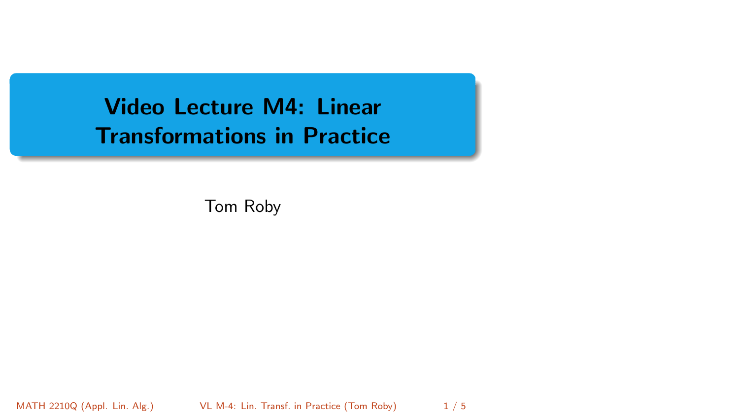# Video Lecture M4: Linear Transformations in Practice

Tom Roby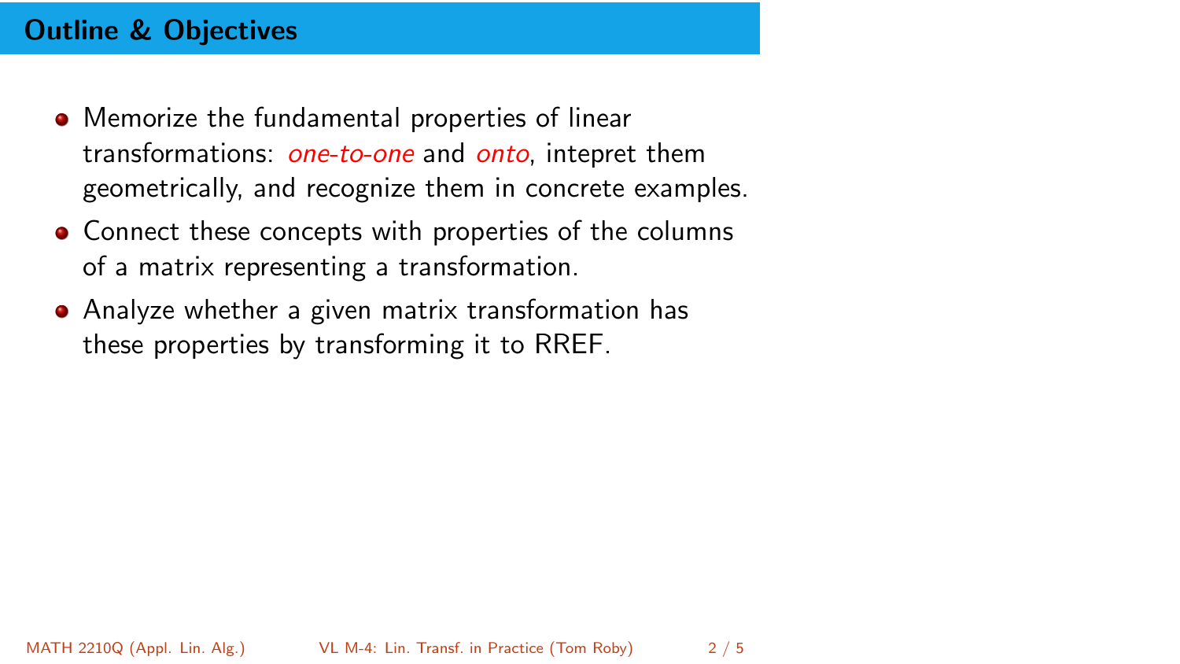## Outline & Objectives

- Memorize the fundamental properties of linear transformations: *one-to-one* and *onto*, intepret them geometrically, and recognize them in concrete examples.
- Connect these concepts with properties of the columns of a matrix representing a transformation.
- Analyze whether a given matrix transformation has these properties by transforming it to RREF.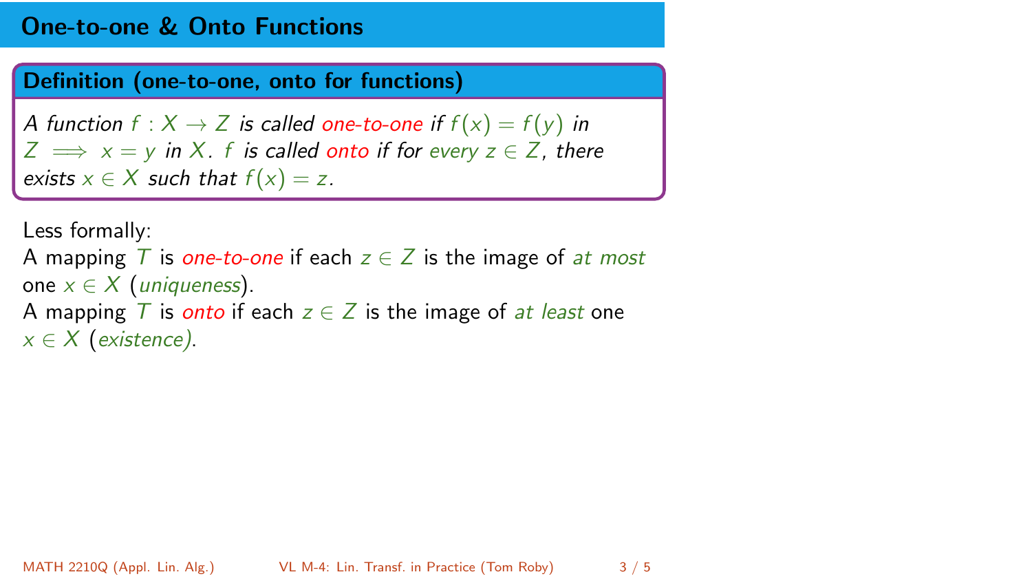# One-to-one & Onto Functions

**Definition (one-to-one, onto for functions)**

*A function $f : X \to Z$ is called one-to-one if $f(x) = f(y)$ in $Z \implies x = y$ in $X$. $f$ is called onto if for every $z \in Z$, there exists $x \in X$ such that $f(x) = z$.*

Less formally:
A mapping $T$ is *one-to-one* if each $z \in Z$ is the image of *at most* one $x \in X$ (*uniqueness*).
A mapping $T$ is *onto* if each $z \in Z$ is the image of *at least* one $x \in X$ (*existence)*.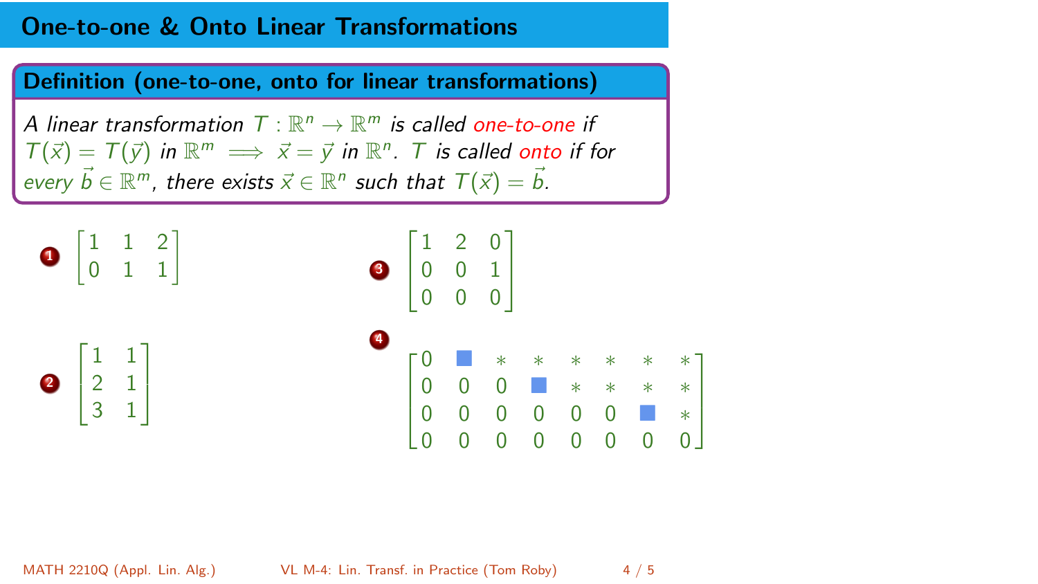# One-to-one & Onto Linear Transformations

**Definition (one-to-one, onto for linear transformations)**

*A linear transformation $T : \mathbb{R}^n \to \mathbb{R}^m$ is called one-to-one if $T(\vec{x}) = T(\vec{y})$ in $\mathbb{R}^m \implies \vec{x} = \vec{y}$ in $\mathbb{R}^n$. $T$ is called onto if for every $\vec{b} \in \mathbb{R}^m$, there exists $\vec{x} \in \mathbb{R}^n$ such that $T(\vec{x}) = \vec{b}$.*

1. $$\begin{bmatrix} 1 & 1 & 2 \\ 0 & 1 & 1 \end{bmatrix}$$

2. $$\begin{bmatrix} 1 & 1 \\ 2 & 1 \\ 3 & 1 \end{bmatrix}$$

3. $$\begin{bmatrix} 1 & 2 & 0 \\ 0 & 0 & 1 \\ 0 & 0 & 0 \end{bmatrix}$$

4. $$\begin{bmatrix} 0 & \blacksquare & * & * & * & * & * & * \\ 0 & 0 & 0 & \blacksquare & * & * & * & * \\ 0 & 0 & 0 & 0 & 0 & 0 & \blacksquare & * \\ 0 & 0 & 0 & 0 & 0 & 0 & 0 & 0 \end{bmatrix}$$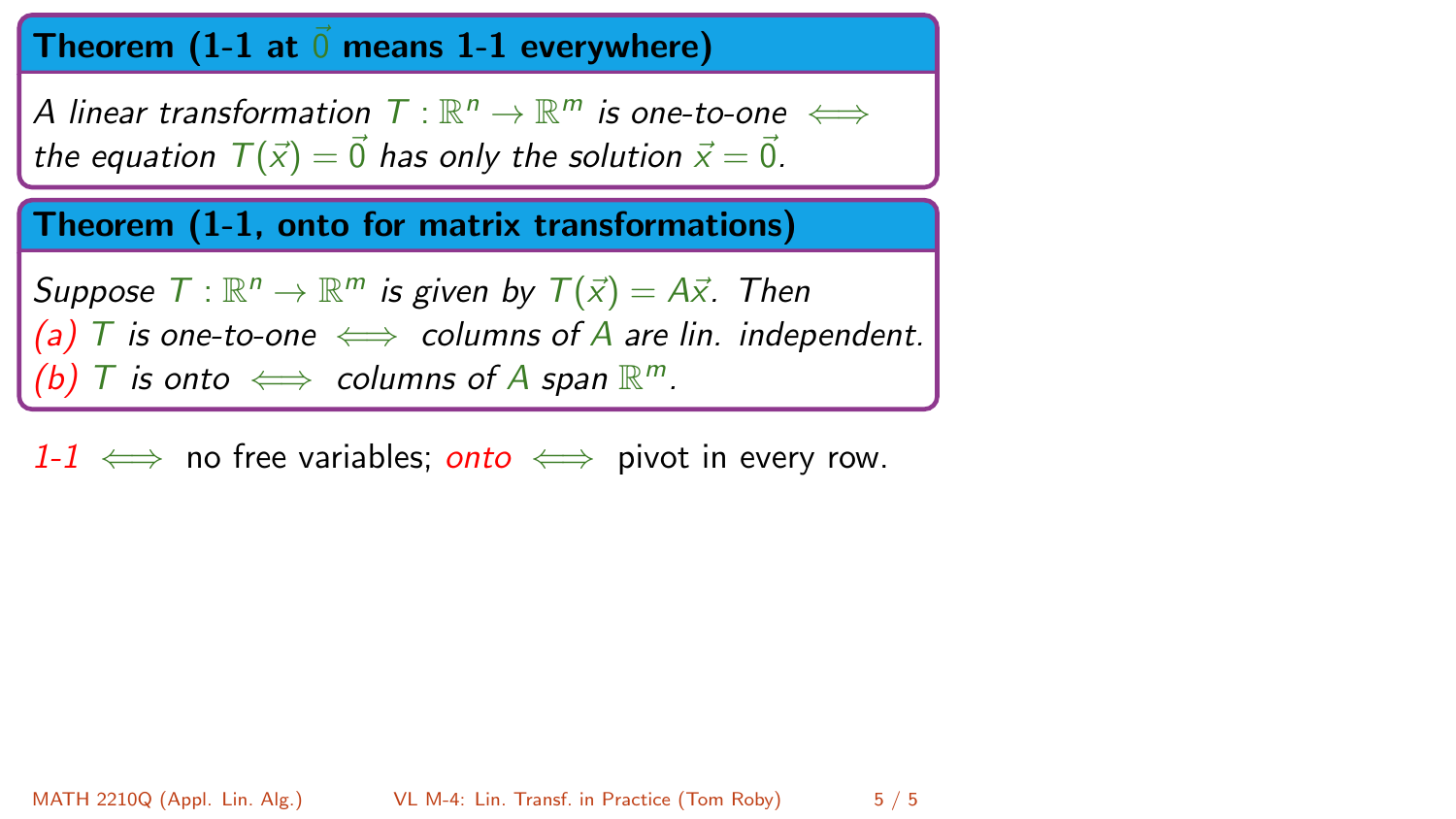**Theorem (1-1 at $\vec{0}$ means 1-1 everywhere)**

*A linear transformation $T : \mathbb{R}^n \to \mathbb{R}^m$ is one-to-one $\iff$ the equation $T(\vec{x}) = \vec{0}$ has only the solution $\vec{x} = \vec{0}$.*

**Theorem (1-1, onto for matrix transformations)**

*Suppose $T : \mathbb{R}^n \to \mathbb{R}^m$ is given by $T(\vec{x}) = A\vec{x}$. Then*
*(a) $T$ is one-to-one $\iff$ columns of $A$ are lin. independent.*
*(b) $T$ is onto $\iff$ columns of $A$ span $\mathbb{R}^m$.*

*1-1* $\iff$ no free variables; *onto* $\iff$ pivot in every row.